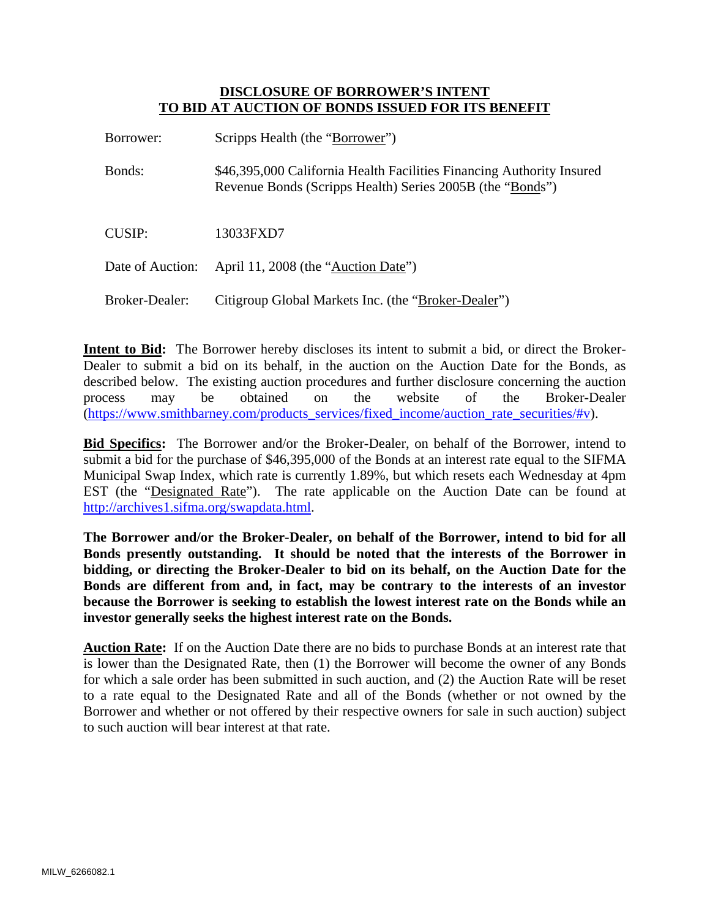# DISCLOSURE OF BORROWER'S INTENT TO BID AT AUCTION OF BONDS ISSUED FOR ITS BENEFIT

| | |
|---|---|
| Borrower: | Scripps Health (the "Borrower") |
| Bonds: | $46,395,000 California Health Facilities Financing Authority Insured Revenue Bonds (Scripps Health) Series 2005B (the "Bonds") |
| CUSIP: | 13033FXD7 |
| Date of Auction: | April 11, 2008 (the "Auction Date") |
| Broker-Dealer: | Citigroup Global Markets Inc. (the "Broker-Dealer") |

**Intent to Bid:** The Borrower hereby discloses its intent to submit a bid, or direct the Broker-Dealer to submit a bid on its behalf, in the auction on the Auction Date for the Bonds, as described below. The existing auction procedures and further disclosure concerning the auction process may be obtained on the website of the Broker-Dealer (https://www.smithbarney.com/products_services/fixed_income/auction_rate_securities/#v).

**Bid Specifics:** The Borrower and/or the Broker-Dealer, on behalf of the Borrower, intend to submit a bid for the purchase of $46,395,000 of the Bonds at an interest rate equal to the SIFMA Municipal Swap Index, which rate is currently 1.89%, but which resets each Wednesday at 4pm EST (the "Designated Rate"). The rate applicable on the Auction Date can be found at http://archives1.sifma.org/swapdata.html.

**The Borrower and/or the Broker-Dealer, on behalf of the Borrower, intend to bid for all Bonds presently outstanding. It should be noted that the interests of the Borrower in bidding, or directing the Broker-Dealer to bid on its behalf, on the Auction Date for the Bonds are different from and, in fact, may be contrary to the interests of an investor because the Borrower is seeking to establish the lowest interest rate on the Bonds while an investor generally seeks the highest interest rate on the Bonds.**

**Auction Rate:** If on the Auction Date there are no bids to purchase Bonds at an interest rate that is lower than the Designated Rate, then (1) the Borrower will become the owner of any Bonds for which a sale order has been submitted in such auction, and (2) the Auction Rate will be reset to a rate equal to the Designated Rate and all of the Bonds (whether or not owned by the Borrower and whether or not offered by their respective owners for sale in such auction) subject to such auction will bear interest at that rate.

MILW_6266082.1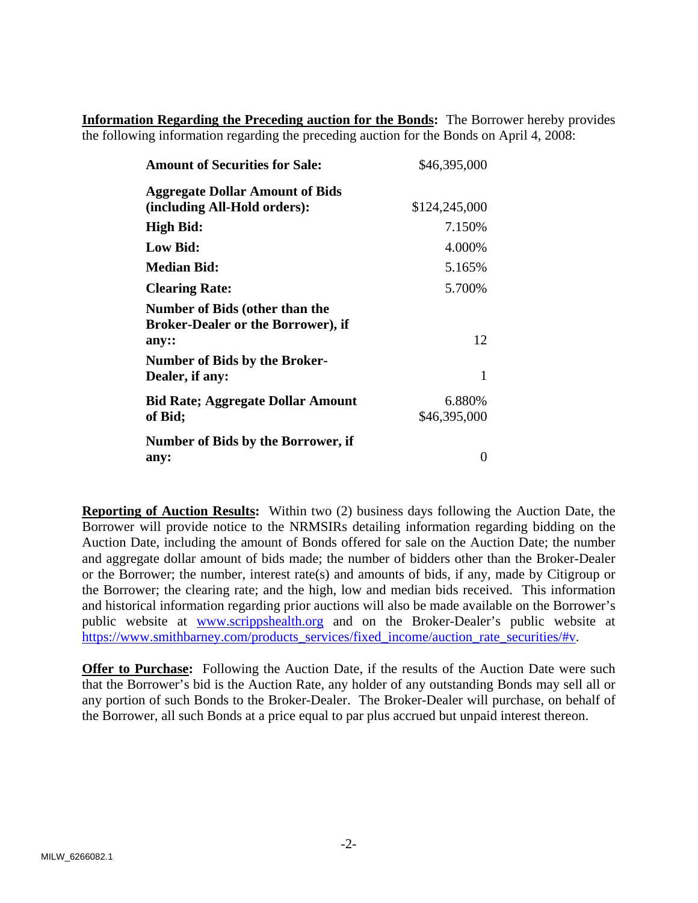**Information Regarding the Preceding auction for the Bonds:** The Borrower hereby provides the following information regarding the preceding auction for the Bonds on April 4, 2008:

| | |
|---|---|
| **Amount of Securities for Sale:** | $46,395,000 |
| **Aggregate Dollar Amount of Bids (including All-Hold orders):** | $124,245,000 |
| **High Bid:** | 7.150% |
| **Low Bid:** | 4.000% |
| **Median Bid:** | 5.165% |
| **Clearing Rate:** | 5.700% |
| **Number of Bids (other than the Broker-Dealer or the Borrower), if any::** | 12 |
| **Number of Bids by the Broker-Dealer, if any:** | 1 |
| **Bid Rate; Aggregate Dollar Amount of Bid;** | 6.880%<br>$46,395,000 |
| **Number of Bids by the Borrower, if any:** | 0 |

**Reporting of Auction Results:** Within two (2) business days following the Auction Date, the Borrower will provide notice to the NRMSIRs detailing information regarding bidding on the Auction Date, including the amount of Bonds offered for sale on the Auction Date; the number and aggregate dollar amount of bids made; the number of bidders other than the Broker-Dealer or the Borrower; the number, interest rate(s) and amounts of bids, if any, made by Citigroup or the Borrower; the clearing rate; and the high, low and median bids received. This information and historical information regarding prior auctions will also be made available on the Borrower's public website at www.scrippshealth.org and on the Broker-Dealer's public website at https://www.smithbarney.com/products_services/fixed_income/auction_rate_securities/#v.

**Offer to Purchase:** Following the Auction Date, if the results of the Auction Date were such that the Borrower's bid is the Auction Rate, any holder of any outstanding Bonds may sell all or any portion of such Bonds to the Broker-Dealer. The Broker-Dealer will purchase, on behalf of the Borrower, all such Bonds at a price equal to par plus accrued but unpaid interest thereon.

MILW_6266082.1